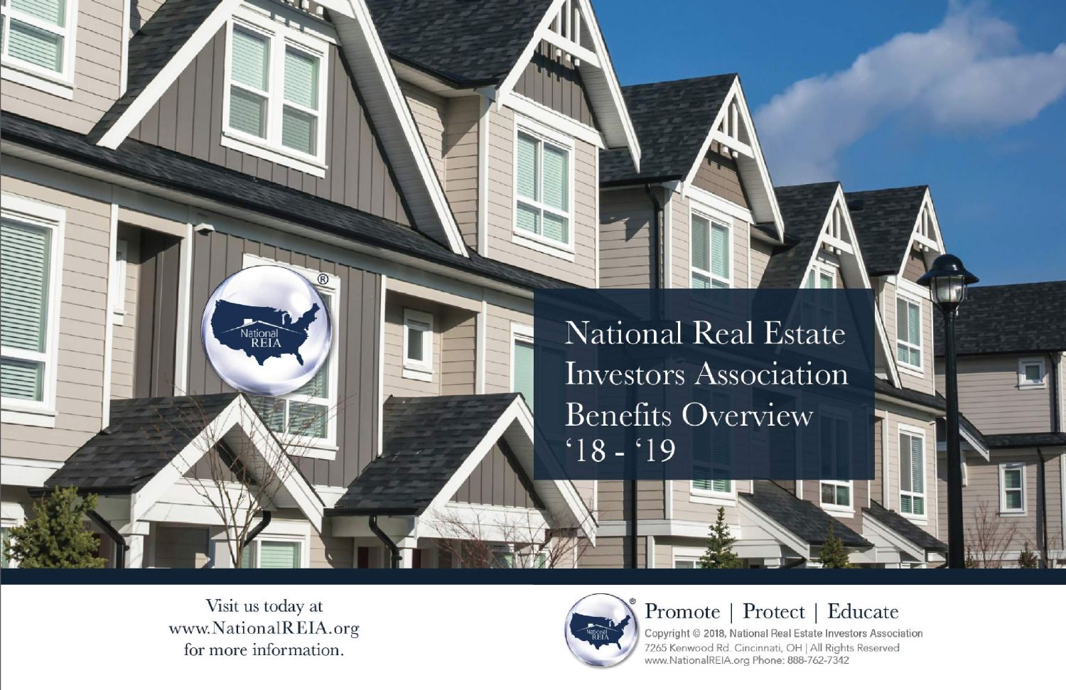# National Real Estate Investors Association Benefits Overview '18 - '19

Visit us today at www.NationalREIA.org for more information.

Promote | Protect | Educate

Copyright © 2018, National Real Estate Investors Association
7265 Kenwood Rd. Cincinnati, OH | All Rights Reserved
www.NationalREIA.org Phone: 888-762-7342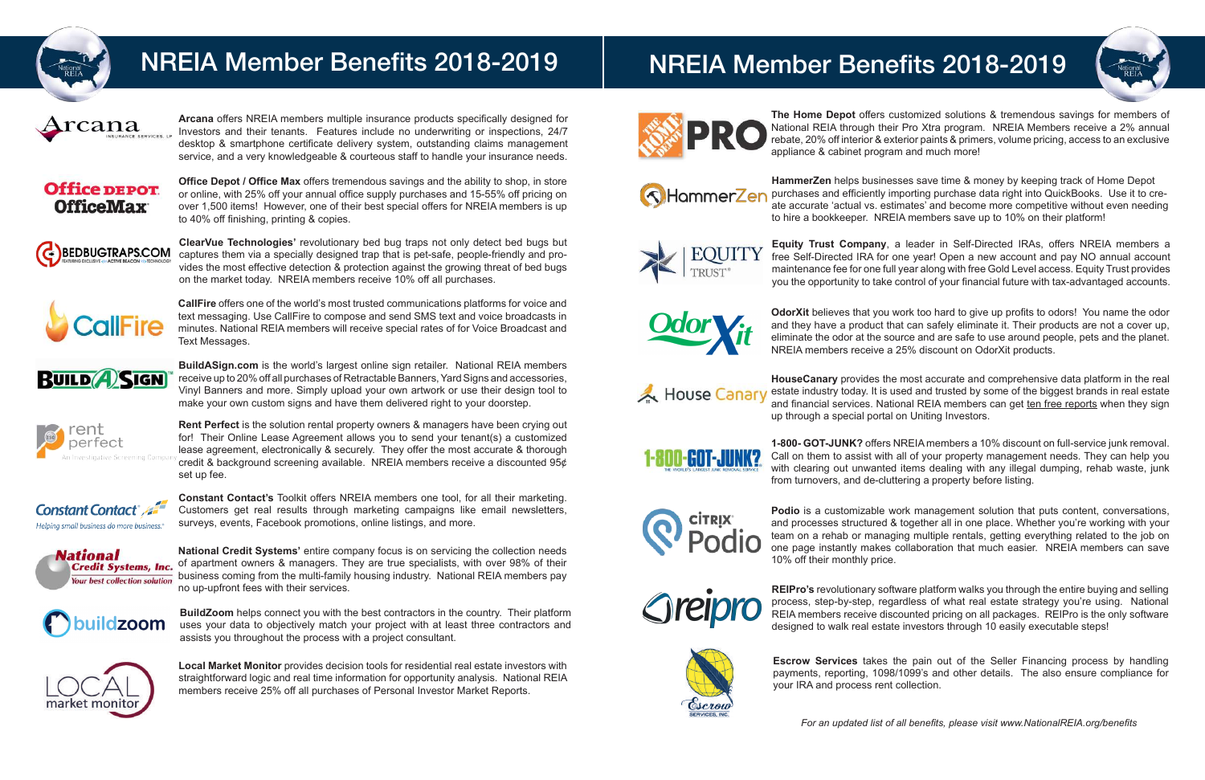# NREIA Member Benefits 2018-2019

**Arcana** offers NREIA members multiple insurance products specifically designed for Investors and their tenants. Features include no underwriting or inspections, 24/7 desktop & smartphone certificate delivery system, outstanding claims management service, and a very knowledgeable & courteous staff to handle your insurance needs.

**Office Depot / Office Max** offers tremendous savings and the ability to shop, in store or online, with 25% off your annual office supply purchases and 15-55% off pricing on over 1,500 items! However, one of their best special offers for NREIA members is up to 40% off finishing, printing & copies.

**ClearVue Technologies'** revolutionary bed bug traps not only detect bed bugs but captures them via a specially designed trap that is pet-safe, people-friendly and provides the most effective detection & protection against the growing threat of bed bugs on the market today. NREIA members receive 10% off all purchases.

**CallFire** offers one of the world's most trusted communications platforms for voice and text messaging. Use CallFire to compose and send SMS text and voice broadcasts in minutes. National REIA members will receive special rates of for Voice Broadcast and Text Messages.

**BuildASign.com** is the world's largest online sign retailer. National REIA members receive up to 20% off all purchases of Retractable Banners, Yard Signs and accessories, Vinyl Banners and more. Simply upload your own artwork or use their design tool to make your own custom signs and have them delivered right to your doorstep.

**Rent Perfect** is the solution rental property owners & managers have been crying out for! Their Online Lease Agreement allows you to send your tenant(s) a customized lease agreement, electronically & securely. They offer the most accurate & thorough credit & background screening available. NREIA members receive a discounted 95¢ set up fee.

**Constant Contact's** Toolkit offers NREIA members one tool, for all their marketing. Customers get real results through marketing campaigns like email newsletters, surveys, events, Facebook promotions, online listings, and more.

**National Credit Systems'** entire company focus is on servicing the collection needs of apartment owners & managers. They are true specialists, with over 98% of their business coming from the multi-family housing industry. National REIA members pay no up-upfront fees with their services.

**BuildZoom** helps connect you with the best contractors in the country. Their platform uses your data to objectively match your project with at least three contractors and assists you throughout the process with a project consultant.

**Local Market Monitor** provides decision tools for residential real estate investors with straightforward logic and real time information for opportunity analysis. National REIA members receive 25% off all purchases of Personal Investor Market Reports.

# NREIA Member Benefits 2018-2019

**The Home Depot** offers customized solutions & tremendous savings for members of National REIA through their Pro Xtra program. NREIA Members receive a 2% annual rebate, 20% off interior & exterior paints & primers, volume pricing, access to an exclusive appliance & cabinet program and much more!

**HammerZen** helps businesses save time & money by keeping track of Home Depot purchases and efficiently importing purchase data right into QuickBooks. Use it to create accurate 'actual vs. estimates' and become more competitive without even needing to hire a bookkeeper. NREIA members save up to 10% on their platform!

**Equity Trust Company**, a leader in Self-Directed IRAs, offers NREIA members a free Self-Directed IRA for one year! Open a new account and pay NO annual account maintenance fee for one full year along with free Gold Level access. Equity Trust provides you the opportunity to take control of your financial future with tax-advantaged accounts.

**OdorXit** believes that you work too hard to give up profits to odors! You name the odor and they have a product that can safely eliminate it. Their products are not a cover up, eliminate the odor at the source and are safe to use around people, pets and the planet. NREIA members receive a 25% discount on OdorXit products.

**HouseCanary** provides the most accurate and comprehensive data platform in the real estate industry today. It is used and trusted by some of the biggest brands in real estate and financial services. National REIA members can get ten free reports when they sign up through a special portal on Uniting Investors.

**1-800- GOT-JUNK?** offers NREIA members a 10% discount on full-service junk removal. Call on them to assist with all of your property management needs. They can help you with clearing out unwanted items dealing with any illegal dumping, rehab waste, junk from turnovers, and de-cluttering a property before listing.

**Podio** is a customizable work management solution that puts content, conversations, and processes structured & together all in one place. Whether you're working with your team on a rehab or managing multiple rentals, getting everything related to the job on one page instantly makes collaboration that much easier. NREIA members can save 10% off their monthly price.

**REIPro's** revolutionary software platform walks you through the entire buying and selling process, step-by-step, regardless of what real estate strategy you're using. National REIA members receive discounted pricing on all packages. REIPro is the only software designed to walk real estate investors through 10 easily executable steps!

**Escrow Services** takes the pain out of the Seller Financing process by handling payments, reporting, 1098/1099's and other details. The also ensure compliance for your IRA and process rent collection.

*For an updated list of all benefits, please visit www.NationalREIA.org/benefits*